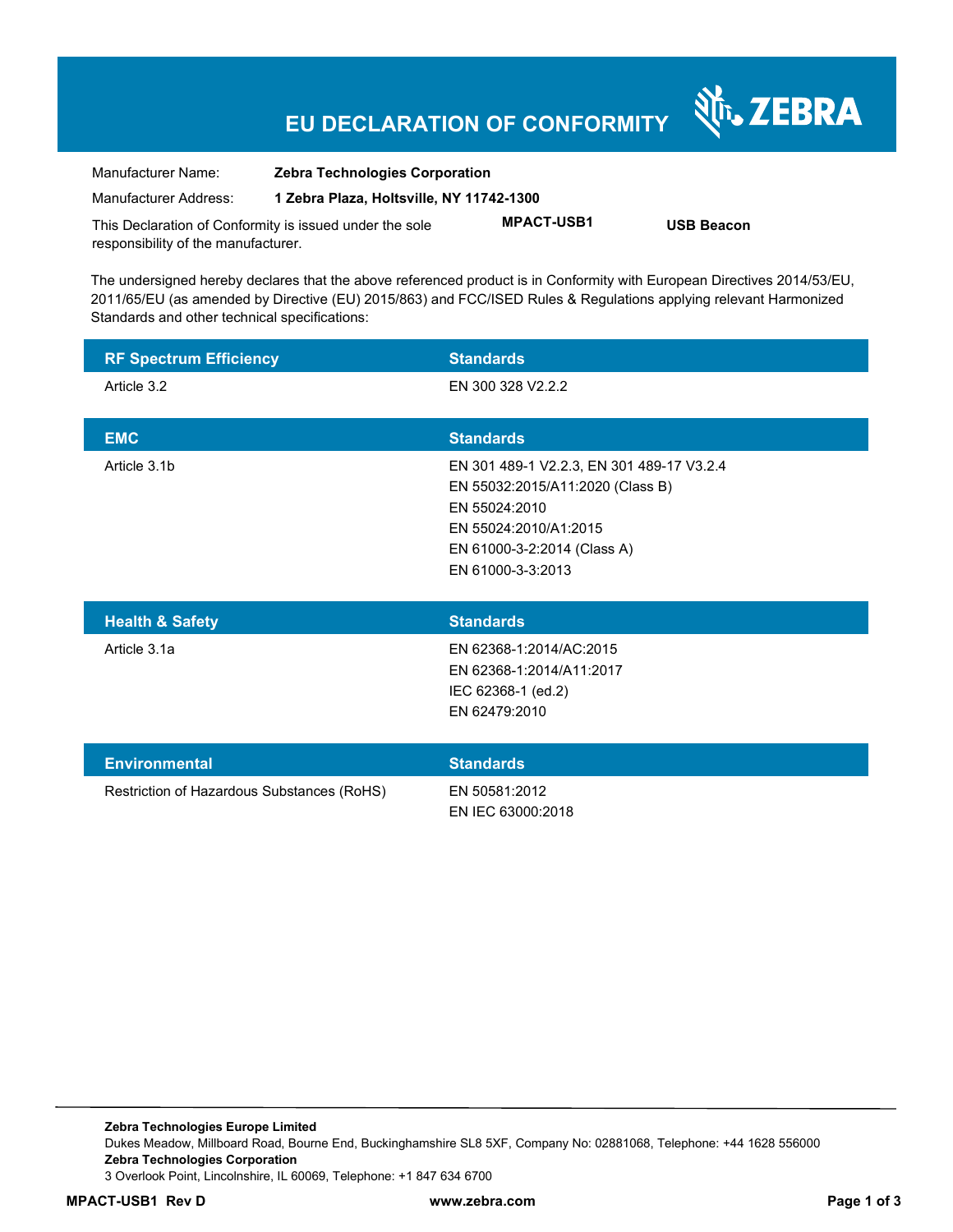# EU DECLARATION OF CONFORMITY

ZEBRA

| | |
|---|---|
| Manufacturer Name: | **Zebra Technologies Corporation** |
| Manufacturer Address: | **1 Zebra Plaza, Holtsville, NY 11742-1300** |

This Declaration of Conformity is issued under the sole responsibility of the manufacturer. **MPACT-USB1** **USB Beacon**

The undersigned hereby declares that the above referenced product is in Conformity with European Directives 2014/53/EU, 2011/65/EU (as amended by Directive (EU) 2015/863) and FCC/ISED Rules & Regulations applying relevant Harmonized Standards and other technical specifications:

| RF Spectrum Efficiency | Standards |
|---|---|
| Article 3.2 | EN 300 328 V2.2.2 |

| EMC | Standards |
|---|---|
| Article 3.1b | EN 301 489-1 V2.2.3, EN 301 489-17 V3.2.4<br>EN 55032:2015/A11:2020 (Class B)<br>EN 55024:2010<br>EN 55024:2010/A1:2015<br>EN 61000-3-2:2014 (Class A)<br>EN 61000-3-3:2013 |

| Health & Safety | Standards |
|---|---|
| Article 3.1a | EN 62368-1:2014/AC:2015<br>EN 62368-1:2014/A11:2017<br>IEC 62368-1 (ed.2)<br>EN 62479:2010 |

| Environmental | Standards |
|---|---|
| Restriction of Hazardous Substances (RoHS) | EN 50581:2012<br>EN IEC 63000:2018 |

**Zebra Technologies Europe Limited**
Dukes Meadow, Millboard Road, Bourne End, Buckinghamshire SL8 5XF, Company No: 02881068, Telephone: +44 1628 556000
**Zebra Technologies Corporation**
3 Overlook Point, Lincolnshire, IL 60069, Telephone: +1 847 634 6700

**MPACT-USB1 Rev D** **www.zebra.com**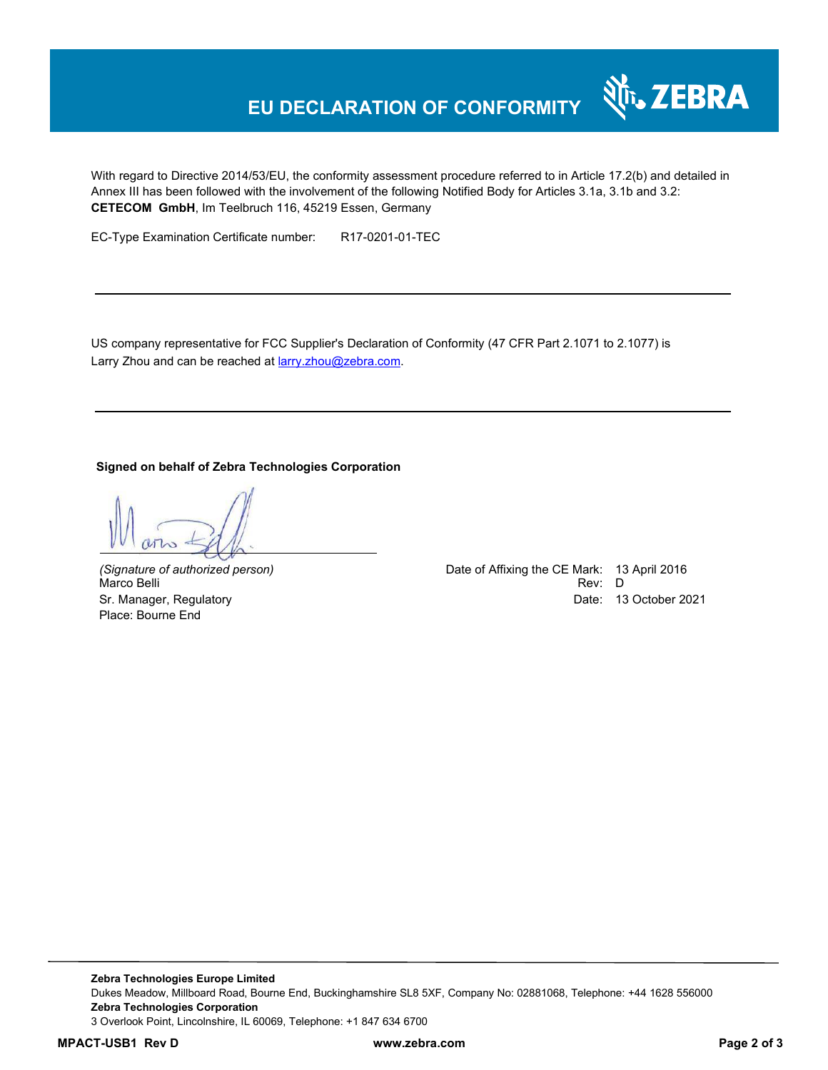# EU DECLARATION OF CONFORMITY

With regard to Directive 2014/53/EU, the conformity assessment procedure referred to in Article 17.2(b) and detailed in Annex III has been followed with the involvement of the following Notified Body for Articles 3.1a, 3.1b and 3.2:
**CETECOM GmbH**, Im Teelbruch 116, 45219 Essen, Germany

EC-Type Examination Certificate number: R17-0201-01-TEC

---

US company representative for FCC Supplier's Declaration of Conformity (47 CFR Part 2.1071 to 2.1077) is Larry Zhou and can be reached at larry.zhou@zebra.com.

---

**Signed on behalf of Zebra Technologies Corporation**

*(Signature of authorized person)*
Marco Belli
Sr. Manager, Regulatory
Place: Bourne End

Date of Affixing the CE Mark: 13 April 2016
Rev: D
Date: 13 October 2021

**Zebra Technologies Europe Limited**
Dukes Meadow, Millboard Road, Bourne End, Buckinghamshire SL8 5XF, Company No: 02881068, Telephone: +44 1628 556000
**Zebra Technologies Corporation**
3 Overlook Point, Lincolnshire, IL 60069, Telephone: +1 847 634 6700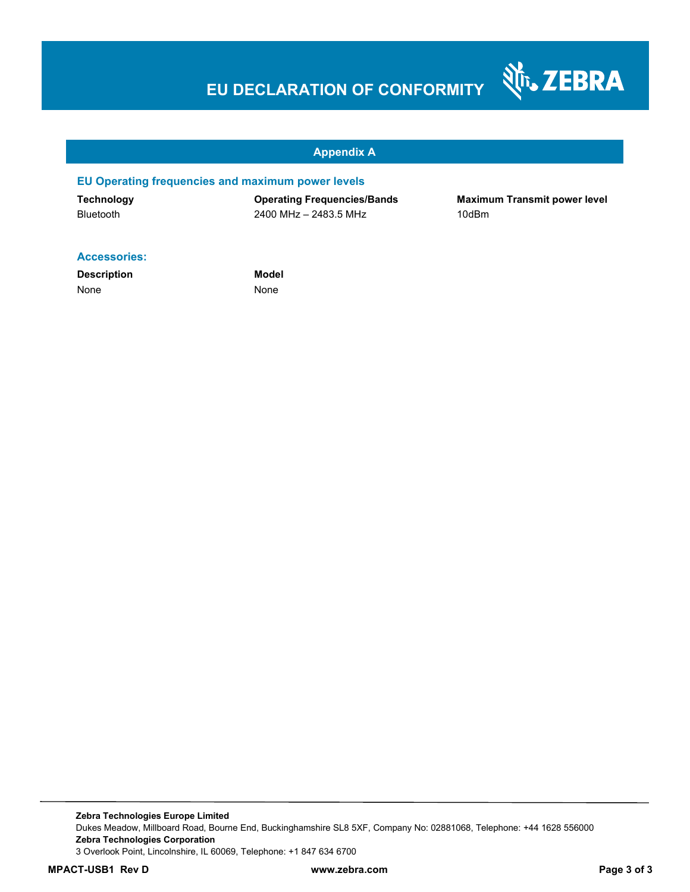# EU DECLARATION OF CONFORMITY

## Appendix A

### EU Operating frequencies and maximum power levels

| Technology | Operating Frequencies/Bands | Maximum Transmit power level |
| --- | --- | --- |
| Bluetooth | 2400 MHz – 2483.5 MHz | 10dBm |

### Accessories:

| Description | Model |
| --- | --- |
| None | None |

**Zebra Technologies Europe Limited**
Dukes Meadow, Millboard Road, Bourne End, Buckinghamshire SL8 5XF, Company No: 02881068, Telephone: +44 1628 556000
**Zebra Technologies Corporation**
3 Overlook Point, Lincolnshire, IL 60069, Telephone: +1 847 634 6700

**MPACT-USB1 Rev D** **www.zebra.com**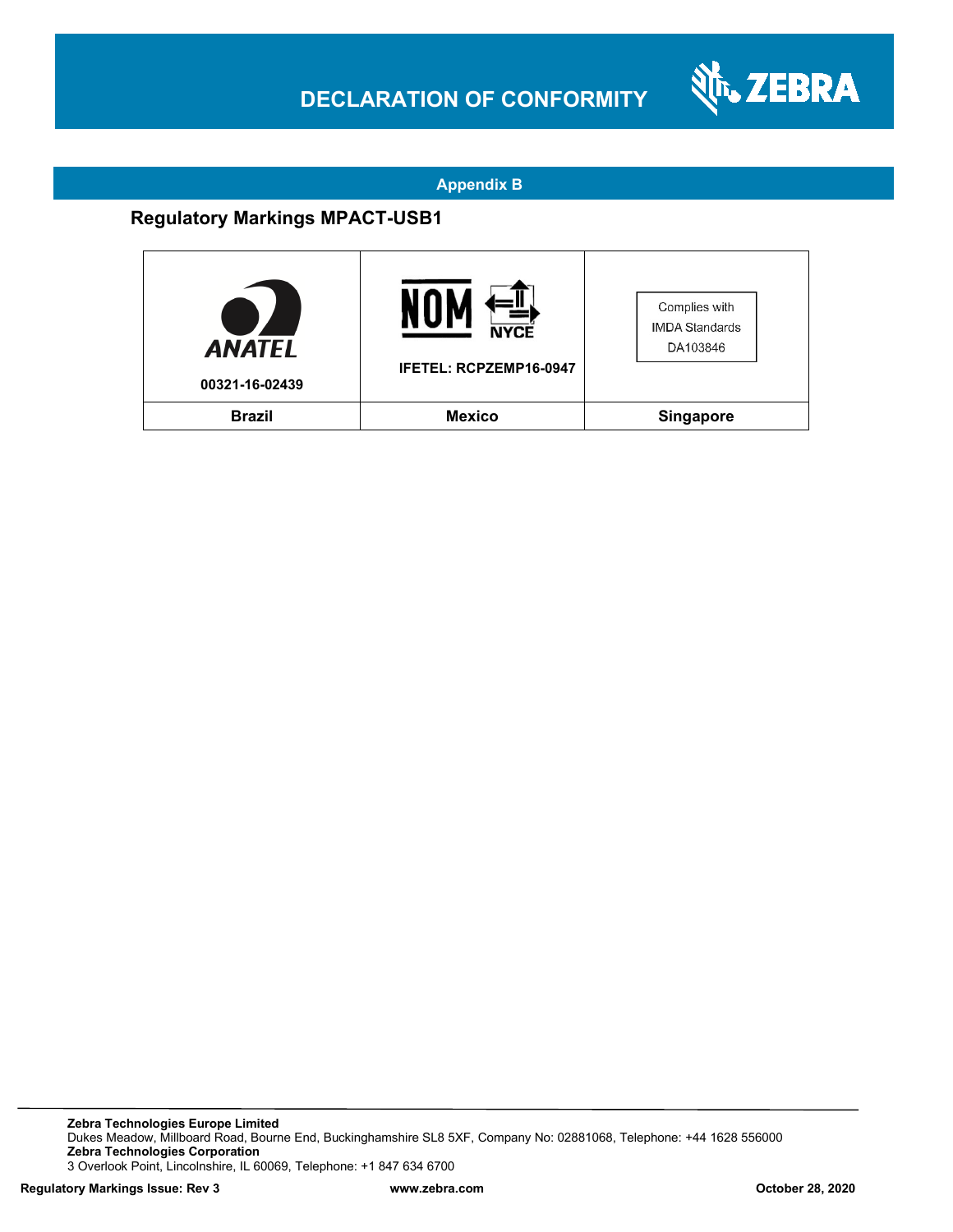# DECLARATION OF CONFORMITY

## Appendix B

### Regulatory Markings MPACT-USB1

| | | |
|---|---|---|
| ANATEL<br>00321-16-02439 | NOM NYCE<br>IFETEL: RCPZEMP16-0947 | Complies with<br>IMDA Standards<br>DA103846 |
| **Brazil** | **Mexico** | **Singapore** |

**Zebra Technologies Europe Limited**
Dukes Meadow, Millboard Road, Bourne End, Buckinghamshire SL8 5XF, Company No: 02881068, Telephone: +44 1628 556000
**Zebra Technologies Corporation**
3 Overlook Point, Lincolnshire, IL 60069, Telephone: +1 847 634 6700

**Regulatory Markings Issue: Rev 3** **www.zebra.com** **October 28, 2020**